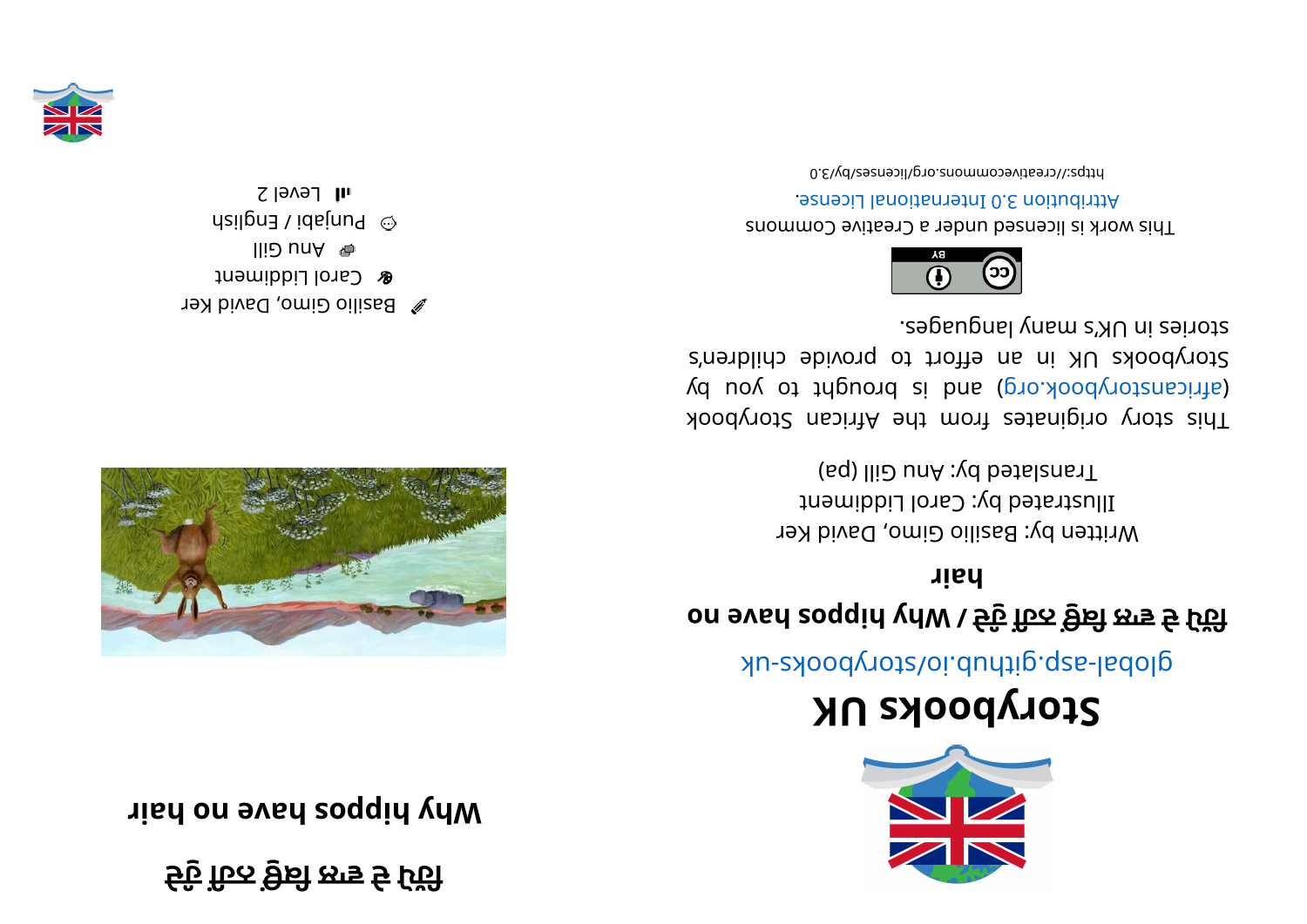# ਹਿੱਪੋ ਦੇ ਵਾਲ ਕਿਉਂ ਨਹੀਂ ਹੁੰਦੇ

## Why hippos have no hair

Basilio Gimo, David Ker

Carol Liddiment

Anu Gill

Punjabi / English

Level 2

# Storybooks UK

global-asp.github.io/storybooks-uk

**ਹਿੱਪੋ ਦੇ ਵਾਲ ਕਿਉਂ ਨਹੀਂ ਹੁੰਦੇ / Why hippos have no hair**

Written by: Basilio Gimo, David Ker

Illustrated by: Carol Liddiment

Translated by: Anu Gill (pa)

This story originates from the African Storybook (africanstorybook.org) and is brought to you by Storybooks UK in an effort to provide children's stories in UK's many languages.

This work is licensed under a Creative Commons Attribution 3.0 International License.

https://creativecommons.org/licenses/by/3.0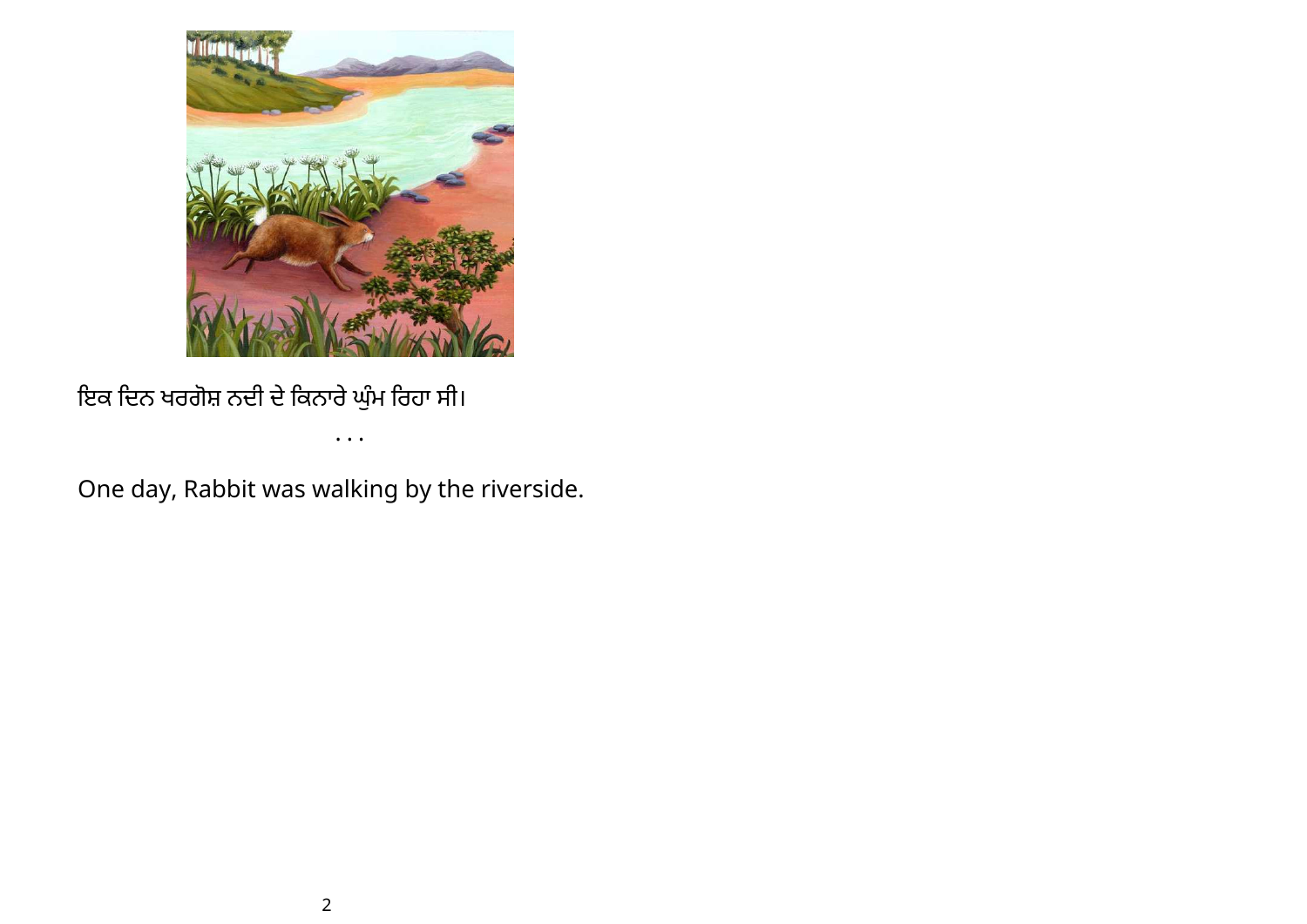ਇਕ ਦਿਨ ਖਰਗੋਸ਼ ਨਦੀ ਦੇ ਕਿਨਾਰੇ ਘੁੰਮ ਰਿਹਾ ਸੀ।

• • •

One day, Rabbit was walking by the riverside.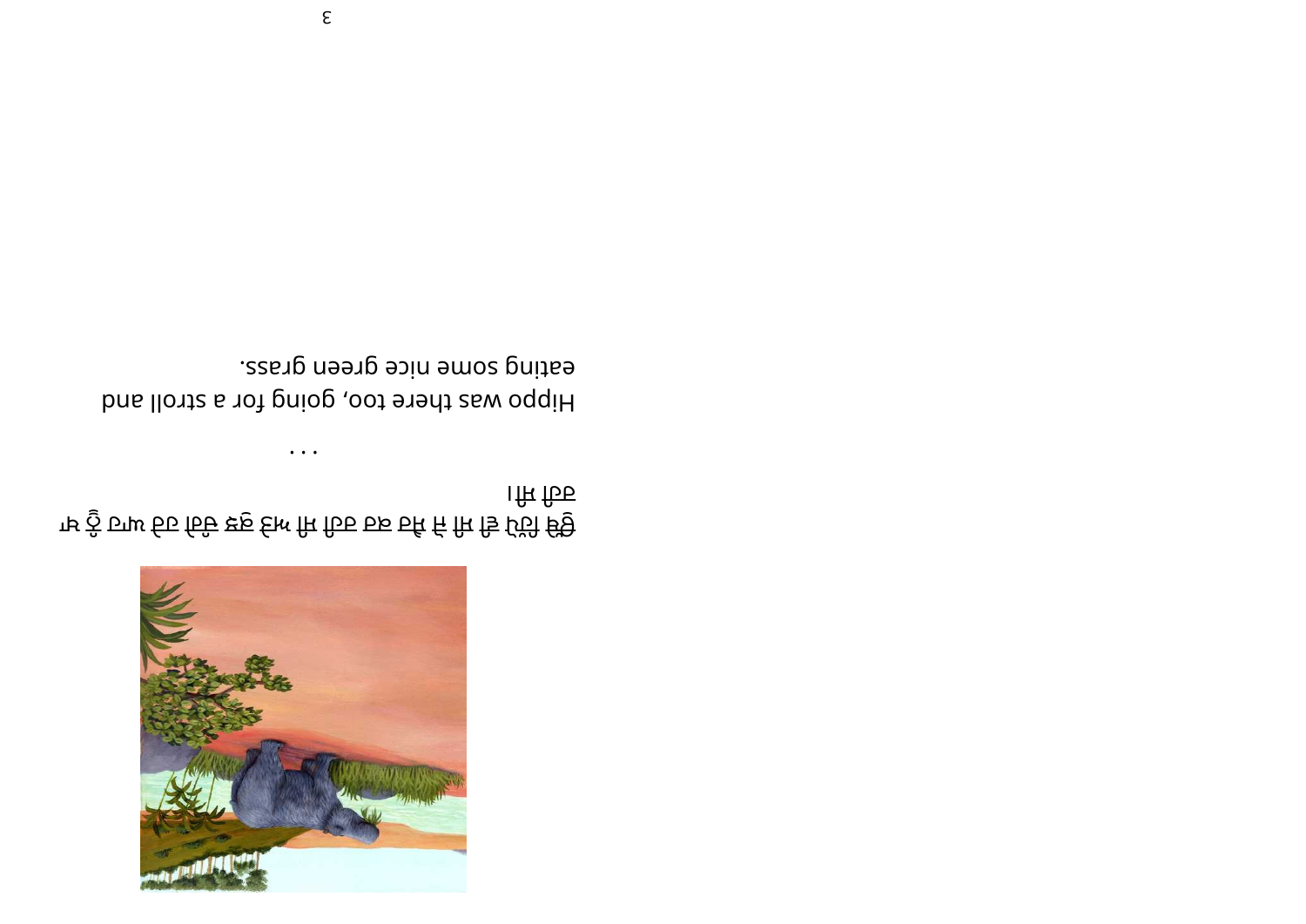ਦਰਿਆਈ ਘੋੜਾ ਵੀ ਉੱਥੇ ਸੀ, ਉਹ ਸੈਰ ਕਰ ਰਿਹਾ ਸੀ ਅਤੇ ਸੁਆਦੀ ਹਰਾ ਘਾਹ ਖਾ ਰਿਹਾ ਸੀ।

. . .

Hippo was there too, going for a stroll and eating some nice green grass.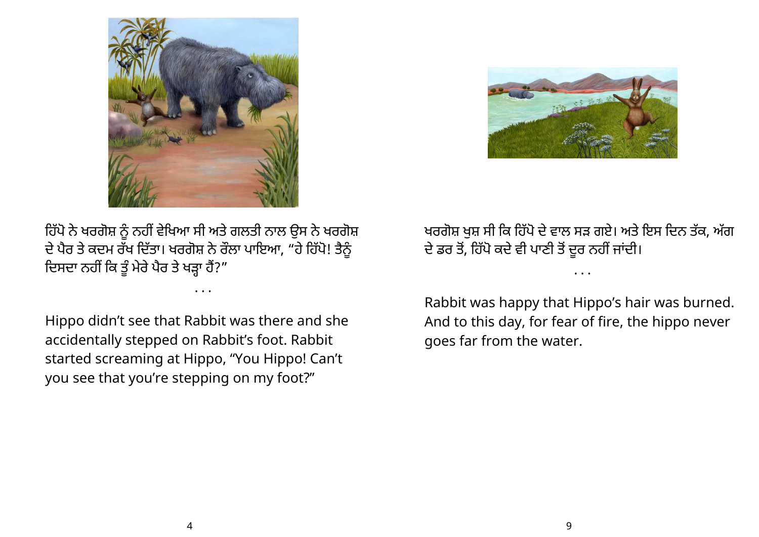ਹਿੱਪੋ ਨੇ ਖਰਗੋਸ਼ ਨੂੰ ਨਹੀਂ ਵੇਖਿਆ ਸੀ ਅਤੇ ਗਲਤੀ ਨਾਲ ਉਸ ਨੇ ਖਰਗੋਸ਼ ਦੇ ਪੈਰ ਤੇ ਕਦਮ ਰੱਖ ਦਿੱਤਾ। ਖਰਗੋਸ਼ ਨੇ ਰੌਲਾ ਪਾਇਆ, “ਹੇ ਹਿੱਪੋ! ਤੈਨੂੰ ਦਿਸਦਾ ਨਹੀਂ ਕਿ ਤੂੰ ਮੇਰੇ ਪੈਰ ਤੇ ਖੜ੍ਹਾ ਹੈਂ?”

. . .

Hippo didn’t see that Rabbit was there and she accidentally stepped on Rabbit’s foot. Rabbit started screaming at Hippo, “You Hippo! Can’t you see that you’re stepping on my foot?”

ਖਰਗੋਸ਼ ਖੁਸ਼ ਸੀ ਕਿ ਹਿੱਪੋ ਦੇ ਵਾਲ ਸੜ ਗਏ। ਅਤੇ ਇਸ ਦਿਨ ਤੱਕ, ਅੱਗ ਦੇ ਡਰ ਤੋਂ, ਹਿੱਪੋ ਕਦੇ ਵੀ ਪਾਣੀ ਤੋਂ ਦੂਰ ਨਹੀਂ ਜਾਂਦੀ।

. . .

Rabbit was happy that Hippo’s hair was burned. And to this day, for fear of fire, the hippo never goes far from the water.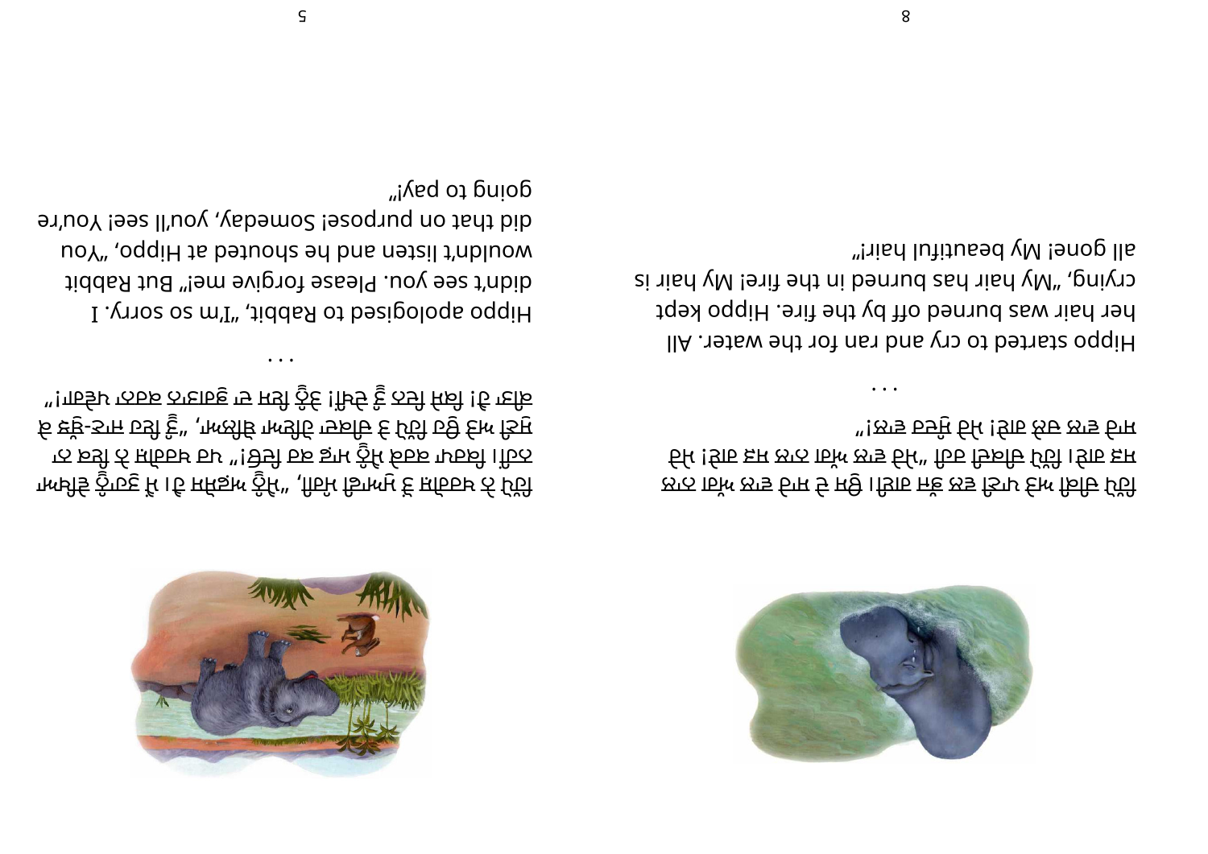ਹਿੱਪੋ ਨੇ ਖ਼ਰਗੋਸ਼ ਨੂੰ ਮੁਆਫ਼ੀ ਮੰਗੀ, "ਮੈਨੂੰ ਅਫ਼ਸੋਸ ਹੈ। ਮੈਂ ਤੁਹਾਨੂੰ ਦੇਖਿਆ ਨਹੀਂ। ਕਿਰਪਾ ਕਰਕੇ ਮੈਨੂੰ ਮਾਫ਼ ਕਰ ਦਿਓ!" ਪਰ ਖ਼ਰਗੋਸ਼ ਨੇ ਨਾ ਸੁਣਿਆ ਅਤੇ ਉਹ ਹਿੱਪੋ 'ਤੇ ਚੀਕਿਆ, "ਤੁਸੀਂ ਇਹ ਜਾਣ-ਬੁੱਝ ਕੇ ਕੀਤਾ ਹੈ! ਕਿਸੇ ਦਿਨ, ਤੁਸੀਂ ਵੇਖੋਗੇ! ਤੁਹਾਨੂੰ ਭੁਗਤਣਾ ਪਵੇਗਾ!"

. . .

Hippo apologised to Rabbit, "I'm so sorry. I didn't see you. Please forgive me!" But Rabbit wouldn't listen and he shouted at Hippo, "You did that on purpose! Someday, you'll see! You're going to pay!"

ਹਿੱਪੋ ਰੋਣ ਲੱਗੀ ਅਤੇ ਪਾਣੀ ਲਈ ਦੌੜੀ। ਉਸਦੇ ਸਾਰੇ ਵਾਲ ਅੱਗ ਨਾਲ ਸੜ ਗਏ। ਹਿੱਪੋ ਰੋਂਦਾ ਰਿਹਾ, "ਮੇਰੇ ਵਾਲ ਅੱਗ ਵਿੱਚ ਸੜ ਗਏ ਹਨ! ਮੇਰੇ ਸਾਰੇ ਵਾਲ ਚਲੇ ਗਏ! ਮੇਰੇ ਸੁੰਦਰ ਵਾਲ!"

. . .

Hippo started to cry and ran for the water. All her hair was burned off by the fire. Hippo kept crying, "My hair has burned in the fire! My hair is all gone! My beautiful hair!"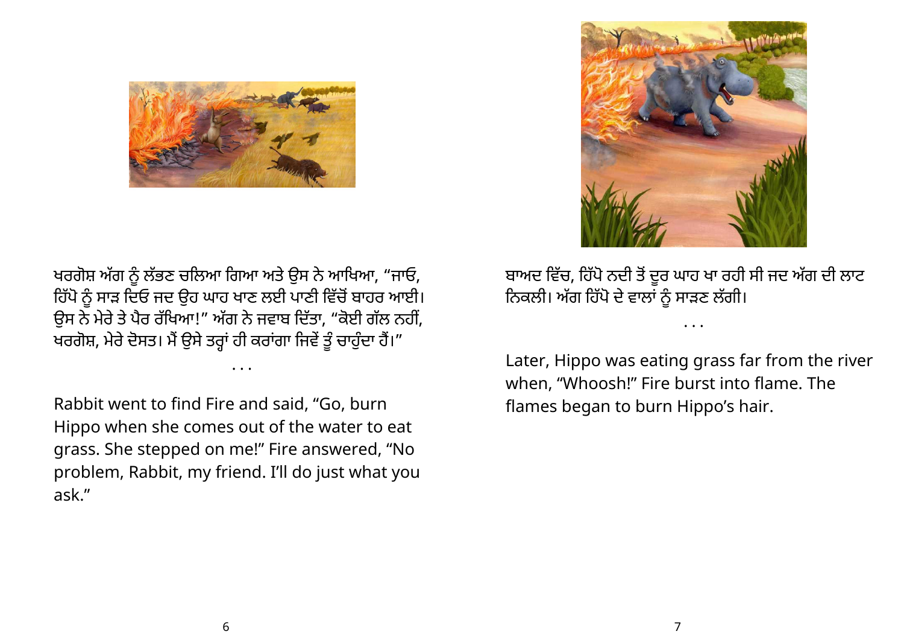ਖਰਗੋਸ਼ ਅੱਗ ਨੂੰ ਲੱਭਣ ਚਲਿਆ ਗਿਆ ਅਤੇ ਉਸ ਨੇ ਆਖਿਆ, “ਜਾਓ, ਹਿੱਪੋ ਨੂੰ ਸਾੜ ਦਿਓ ਜਦ ਉਹ ਘਾਹ ਖਾਣ ਲਈ ਪਾਣੀ ਵਿੱਚੋਂ ਬਾਹਰ ਆਈ। ਉਸ ਨੇ ਮੇਰੇ ਤੇ ਪੈਰ ਰੱਖਿਆ!” ਅੱਗ ਨੇ ਜਵਾਬ ਦਿੱਤਾ, “ਕੋਈ ਗੱਲ ਨਹੀਂ, ਖਰਗੋਸ਼, ਮੇਰੇ ਦੋਸਤ। ਮੈਂ ਉਸੇ ਤਰ੍ਹਾਂ ਹੀ ਕਰਾਂਗਾ ਜਿਵੇਂ ਤੂੰ ਚਾਹੁੰਦਾ ਹੈਂ।”

. . .

Rabbit went to find Fire and said, “Go, burn Hippo when she comes out of the water to eat grass. She stepped on me!” Fire answered, “No problem, Rabbit, my friend. I'll do just what you ask.”

ਬਾਅਦ ਵਿੱਚ, ਹਿੱਪੋ ਨਦੀ ਤੋਂ ਦੂਰ ਘਾਹ ਖਾ ਰਹੀ ਸੀ ਜਦ ਅੱਗ ਦੀ ਲਾਟ ਨਿਕਲੀ। ਅੱਗ ਹਿੱਪੋ ਦੇ ਵਾਲਾਂ ਨੂੰ ਸਾੜਣ ਲੱਗੀ।

. . .

Later, Hippo was eating grass far from the river when, “Whoosh!” Fire burst into flame. The flames began to burn Hippo's hair.